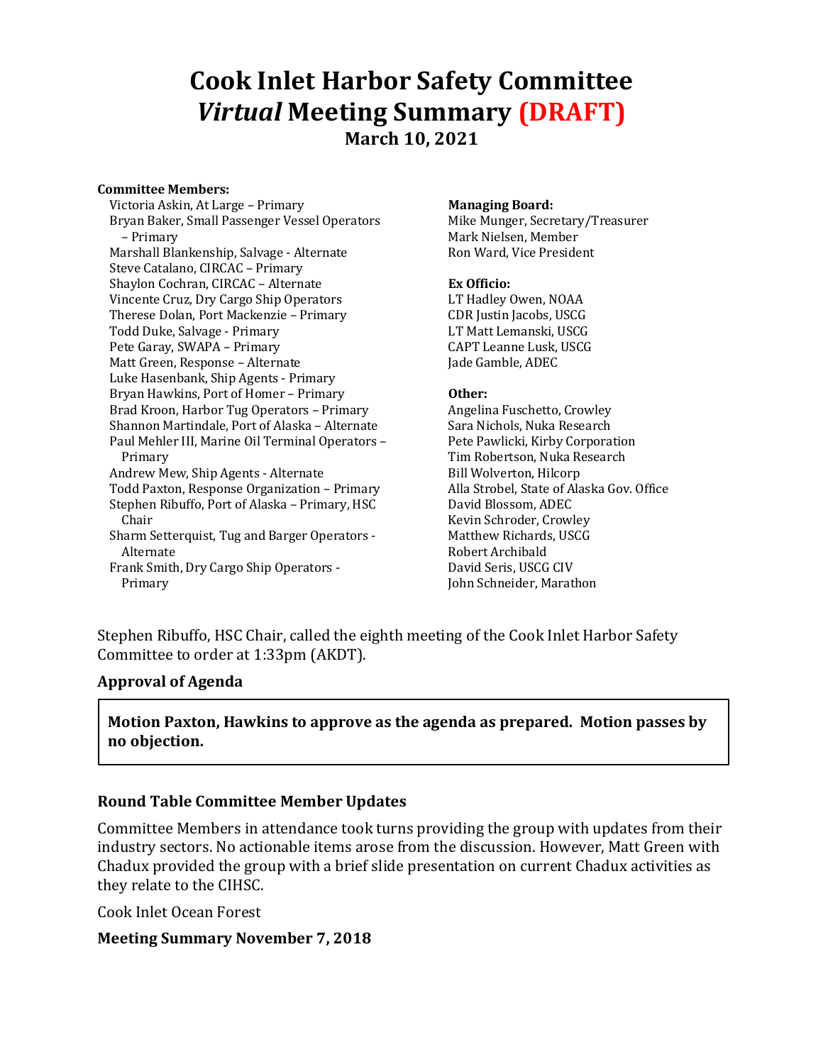# Cook Inlet Harbor Safety Committee
# *Virtual* Meeting Summary (DRAFT)
## March 10, 2021

**Committee Members:**

Victoria Askin, At Large – Primary
Bryan Baker, Small Passenger Vessel Operators – Primary
Marshall Blankenship, Salvage - Alternate
Steve Catalano, CIRCAC – Primary
Shaylon Cochran, CIRCAC – Alternate
Vincente Cruz, Dry Cargo Ship Operators
Therese Dolan, Port Mackenzie – Primary
Todd Duke, Salvage - Primary
Pete Garay, SWAPA – Primary
Matt Green, Response – Alternate
Luke Hasenbank, Ship Agents - Primary
Bryan Hawkins, Port of Homer – Primary
Brad Kroon, Harbor Tug Operators – Primary
Shannon Martindale, Port of Alaska – Alternate
Paul Mehler III, Marine Oil Terminal Operators – Primary
Andrew Mew, Ship Agents - Alternate
Todd Paxton, Response Organization – Primary
Stephen Ribuffo, Port of Alaska – Primary, HSC Chair
Sharm Setterquist, Tug and Barger Operators - Alternate
Frank Smith, Dry Cargo Ship Operators - Primary

**Managing Board:**

Mike Munger, Secretary/Treasurer
Mark Nielsen, Member
Ron Ward, Vice President

**Ex Officio:**

LT Hadley Owen, NOAA
CDR Justin Jacobs, USCG
LT Matt Lemanski, USCG
CAPT Leanne Lusk, USCG
Jade Gamble, ADEC

**Other:**

Angelina Fuschetto, Crowley
Sara Nichols, Nuka Research
Pete Pawlicki, Kirby Corporation
Tim Robertson, Nuka Research
Bill Wolverton, Hilcorp
Alla Strobel, State of Alaska Gov. Office
David Blossom, ADEC
Kevin Schroder, Crowley
Matthew Richards, USCG
Robert Archibald
David Seris, USCG CIV
John Schneider, Marathon

Stephen Ribuffo, HSC Chair, called the eighth meeting of the Cook Inlet Harbor Safety Committee to order at 1:33pm (AKDT).

**Approval of Agenda**

**Motion Paxton, Hawkins to approve as the agenda as prepared. Motion passes by no objection.**

**Round Table Committee Member Updates**

Committee Members in attendance took turns providing the group with updates from their industry sectors. No actionable items arose from the discussion. However, Matt Green with Chadux provided the group with a brief slide presentation on current Chadux activities as they relate to the CIHSC.

Cook Inlet Ocean Forest

**Meeting Summary November 7, 2018**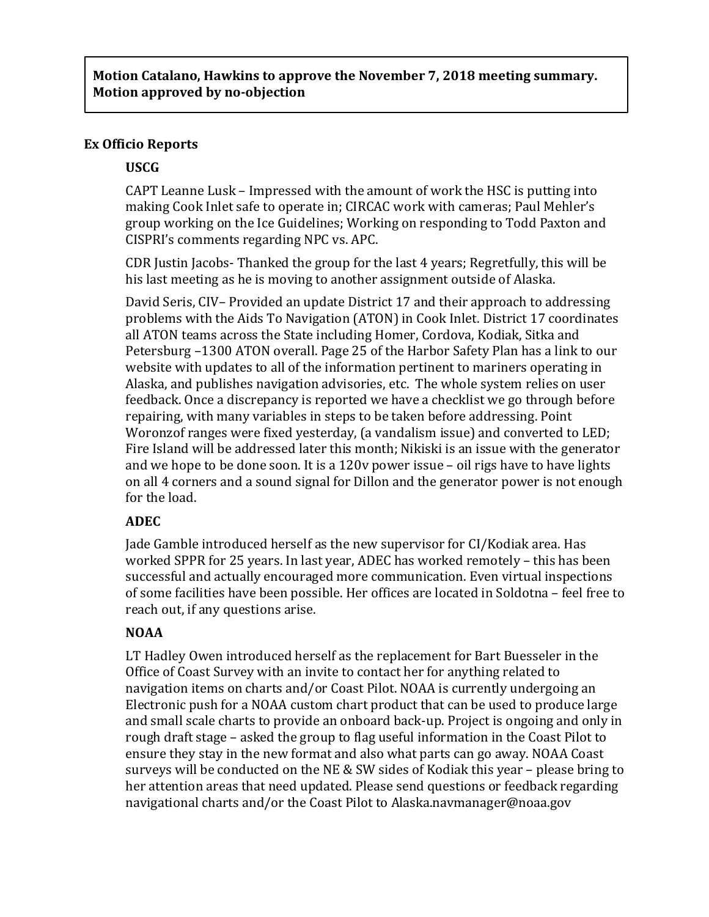**Motion Catalano, Hawkins to approve the November 7, 2018 meeting summary. Motion approved by no-objection**

## Ex Officio Reports

### USCG

CAPT Leanne Lusk – Impressed with the amount of work the HSC is putting into making Cook Inlet safe to operate in; CIRCAC work with cameras; Paul Mehler's group working on the Ice Guidelines; Working on responding to Todd Paxton and CISPRI's comments regarding NPC vs. APC.

CDR Justin Jacobs- Thanked the group for the last 4 years; Regretfully, this will be his last meeting as he is moving to another assignment outside of Alaska.

David Seris, CIV– Provided an update District 17 and their approach to addressing problems with the Aids To Navigation (ATON) in Cook Inlet. District 17 coordinates all ATON teams across the State including Homer, Cordova, Kodiak, Sitka and Petersburg –1300 ATON overall. Page 25 of the Harbor Safety Plan has a link to our website with updates to all of the information pertinent to mariners operating in Alaska, and publishes navigation advisories, etc. The whole system relies on user feedback. Once a discrepancy is reported we have a checklist we go through before repairing, with many variables in steps to be taken before addressing. Point Woronzof ranges were fixed yesterday, (a vandalism issue) and converted to LED; Fire Island will be addressed later this month; Nikiski is an issue with the generator and we hope to be done soon. It is a 120v power issue – oil rigs have to have lights on all 4 corners and a sound signal for Dillon and the generator power is not enough for the load.

### ADEC

Jade Gamble introduced herself as the new supervisor for CI/Kodiak area. Has worked SPPR for 25 years. In last year, ADEC has worked remotely – this has been successful and actually encouraged more communication. Even virtual inspections of some facilities have been possible. Her offices are located in Soldotna – feel free to reach out, if any questions arise.

### NOAA

LT Hadley Owen introduced herself as the replacement for Bart Buesseler in the Office of Coast Survey with an invite to contact her for anything related to navigation items on charts and/or Coast Pilot. NOAA is currently undergoing an Electronic push for a NOAA custom chart product that can be used to produce large and small scale charts to provide an onboard back-up. Project is ongoing and only in rough draft stage – asked the group to flag useful information in the Coast Pilot to ensure they stay in the new format and also what parts can go away. NOAA Coast surveys will be conducted on the NE & SW sides of Kodiak this year – please bring to her attention areas that need updated. Please send questions or feedback regarding navigational charts and/or the Coast Pilot to Alaska.navmanager@noaa.gov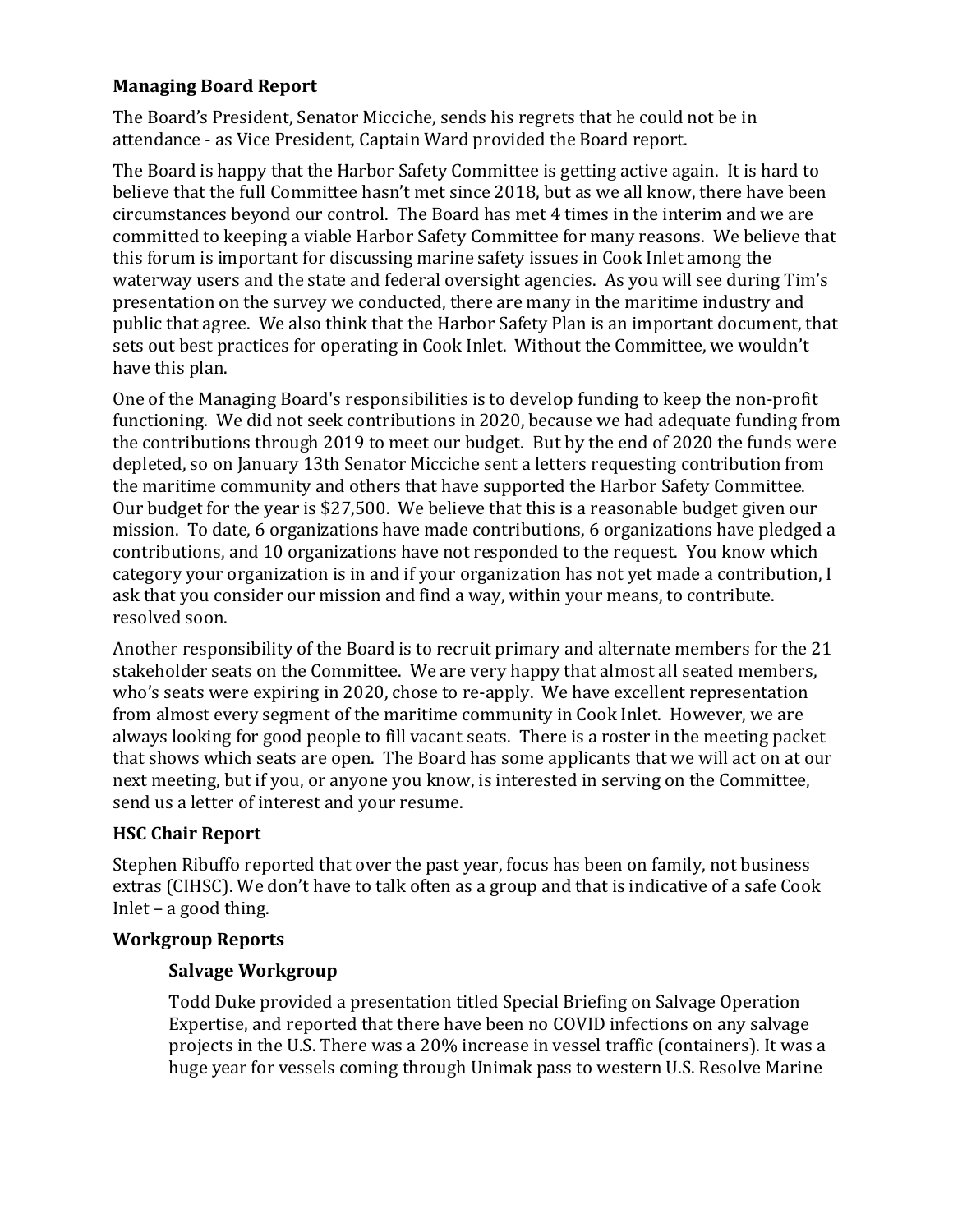**Managing Board Report**

The Board's President, Senator Micciche, sends his regrets that he could not be in attendance - as Vice President, Captain Ward provided the Board report.

The Board is happy that the Harbor Safety Committee is getting active again. It is hard to believe that the full Committee hasn't met since 2018, but as we all know, there have been circumstances beyond our control. The Board has met 4 times in the interim and we are committed to keeping a viable Harbor Safety Committee for many reasons. We believe that this forum is important for discussing marine safety issues in Cook Inlet among the waterway users and the state and federal oversight agencies. As you will see during Tim's presentation on the survey we conducted, there are many in the maritime industry and public that agree. We also think that the Harbor Safety Plan is an important document, that sets out best practices for operating in Cook Inlet. Without the Committee, we wouldn't have this plan.

One of the Managing Board's responsibilities is to develop funding to keep the non-profit functioning. We did not seek contributions in 2020, because we had adequate funding from the contributions through 2019 to meet our budget. But by the end of 2020 the funds were depleted, so on January 13th Senator Micciche sent a letters requesting contribution from the maritime community and others that have supported the Harbor Safety Committee. Our budget for the year is $27,500. We believe that this is a reasonable budget given our mission. To date, 6 organizations have made contributions, 6 organizations have pledged a contributions, and 10 organizations have not responded to the request. You know which category your organization is in and if your organization has not yet made a contribution, I ask that you consider our mission and find a way, within your means, to contribute. resolved soon.

Another responsibility of the Board is to recruit primary and alternate members for the 21 stakeholder seats on the Committee. We are very happy that almost all seated members, who's seats were expiring in 2020, chose to re-apply. We have excellent representation from almost every segment of the maritime community in Cook Inlet. However, we are always looking for good people to fill vacant seats. There is a roster in the meeting packet that shows which seats are open. The Board has some applicants that we will act on at our next meeting, but if you, or anyone you know, is interested in serving on the Committee, send us a letter of interest and your resume.

**HSC Chair Report**

Stephen Ribuffo reported that over the past year, focus has been on family, not business extras (CIHSC). We don't have to talk often as a group and that is indicative of a safe Cook Inlet – a good thing.

**Workgroup Reports**

**Salvage Workgroup**

Todd Duke provided a presentation titled Special Briefing on Salvage Operation Expertise, and reported that there have been no COVID infections on any salvage projects in the U.S. There was a 20% increase in vessel traffic (containers). It was a huge year for vessels coming through Unimak pass to western U.S. Resolve Marine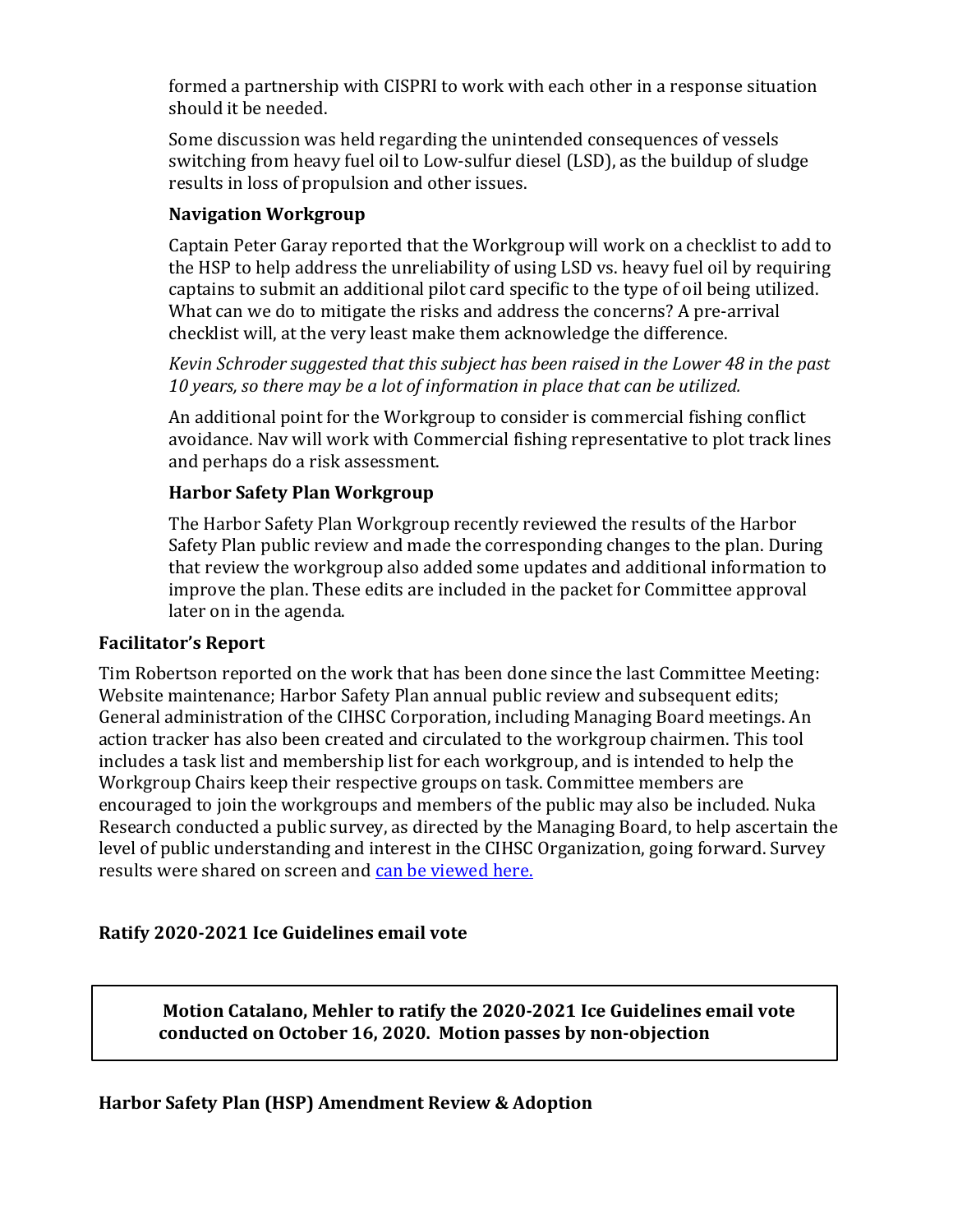formed a partnership with CISPRI to work with each other in a response situation should it be needed.

Some discussion was held regarding the unintended consequences of vessels switching from heavy fuel oil to Low-sulfur diesel (LSD), as the buildup of sludge results in loss of propulsion and other issues.

**Navigation Workgroup**

Captain Peter Garay reported that the Workgroup will work on a checklist to add to the HSP to help address the unreliability of using LSD vs. heavy fuel oil by requiring captains to submit an additional pilot card specific to the type of oil being utilized. What can we do to mitigate the risks and address the concerns? A pre-arrival checklist will, at the very least make them acknowledge the difference.

*Kevin Schroder suggested that this subject has been raised in the Lower 48 in the past 10 years, so there may be a lot of information in place that can be utilized.*

An additional point for the Workgroup to consider is commercial fishing conflict avoidance. Nav will work with Commercial fishing representative to plot track lines and perhaps do a risk assessment.

**Harbor Safety Plan Workgroup**

The Harbor Safety Plan Workgroup recently reviewed the results of the Harbor Safety Plan public review and made the corresponding changes to the plan. During that review the workgroup also added some updates and additional information to improve the plan. These edits are included in the packet for Committee approval later on in the agenda.

**Facilitator's Report**

Tim Robertson reported on the work that has been done since the last Committee Meeting: Website maintenance; Harbor Safety Plan annual public review and subsequent edits; General administration of the CIHSC Corporation, including Managing Board meetings. An action tracker has also been created and circulated to the workgroup chairmen. This tool includes a task list and membership list for each workgroup, and is intended to help the Workgroup Chairs keep their respective groups on task. Committee members are encouraged to join the workgroups and members of the public may also be included. Nuka Research conducted a public survey, as directed by the Managing Board, to help ascertain the level of public understanding and interest in the CIHSC Organization, going forward. Survey results were shared on screen and can be viewed here.

**Ratify 2020-2021 Ice Guidelines email vote**

**Motion Catalano, Mehler to ratify the 2020-2021 Ice Guidelines email vote conducted on October 16, 2020. Motion passes by non-objection**

**Harbor Safety Plan (HSP) Amendment Review & Adoption**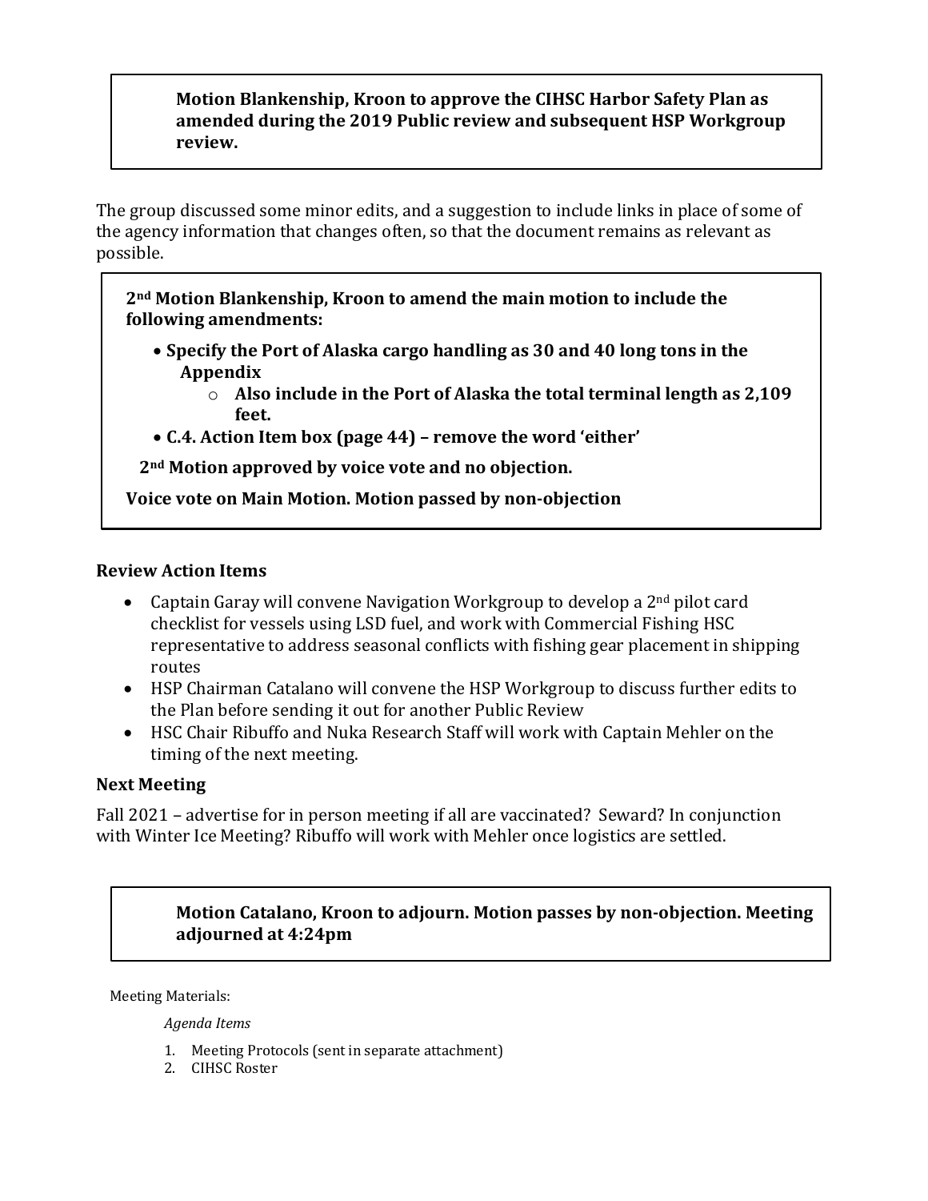**Motion Blankenship, Kroon to approve the CIHSC Harbor Safety Plan as amended during the 2019 Public review and subsequent HSP Workgroup review.**

The group discussed some minor edits, and a suggestion to include links in place of some of the agency information that changes often, so that the document remains as relevant as possible.

**2nd Motion Blankenship, Kroon to amend the main motion to include the following amendments:**

- **Specify the Port of Alaska cargo handling as 30 and 40 long tons in the Appendix**
  - **Also include in the Port of Alaska the total terminal length as 2,109 feet.**
- **C.4. Action Item box (page 44) – remove the word 'either'**

**2nd Motion approved by voice vote and no objection.**

**Voice vote on Main Motion. Motion passed by non-objection**

### Review Action Items

- Captain Garay will convene Navigation Workgroup to develop a 2nd pilot card checklist for vessels using LSD fuel, and work with Commercial Fishing HSC representative to address seasonal conflicts with fishing gear placement in shipping routes
- HSP Chairman Catalano will convene the HSP Workgroup to discuss further edits to the Plan before sending it out for another Public Review
- HSC Chair Ribuffo and Nuka Research Staff will work with Captain Mehler on the timing of the next meeting.

### Next Meeting

Fall 2021 – advertise for in person meeting if all are vaccinated? Seward? In conjunction with Winter Ice Meeting? Ribuffo will work with Mehler once logistics are settled.

**Motion Catalano, Kroon to adjourn. Motion passes by non-objection. Meeting adjourned at 4:24pm**

Meeting Materials:

*Agenda Items*

1. Meeting Protocols (sent in separate attachment)
2. CIHSC Roster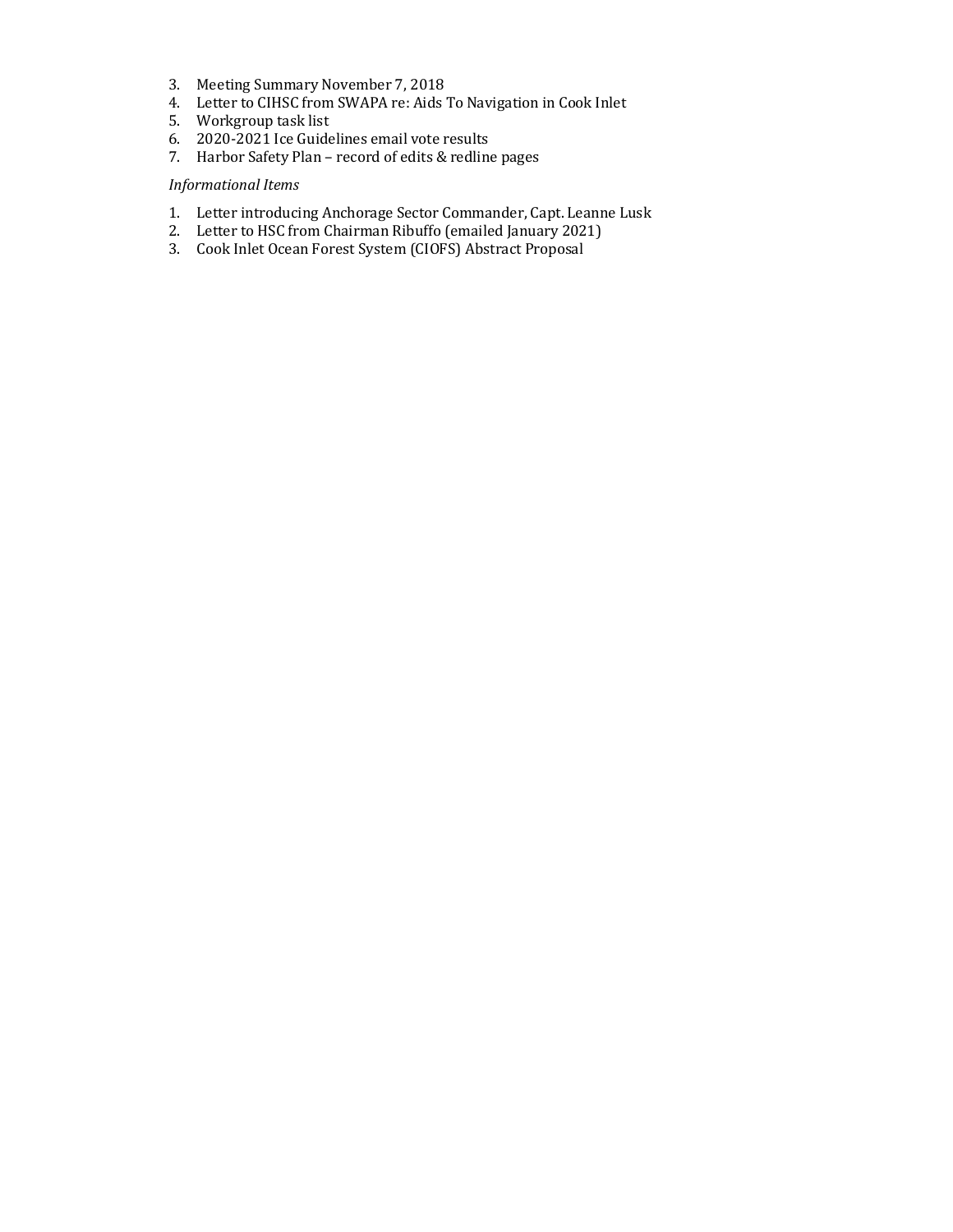3. Meeting Summary November 7, 2018
4. Letter to CIHSC from SWAPA re: Aids To Navigation in Cook Inlet
5. Workgroup task list
6. 2020-2021 Ice Guidelines email vote results
7. Harbor Safety Plan – record of edits & redline pages

*Informational Items*

1. Letter introducing Anchorage Sector Commander, Capt. Leanne Lusk
2. Letter to HSC from Chairman Ribuffo (emailed January 2021)
3. Cook Inlet Ocean Forest System (CIOFS) Abstract Proposal